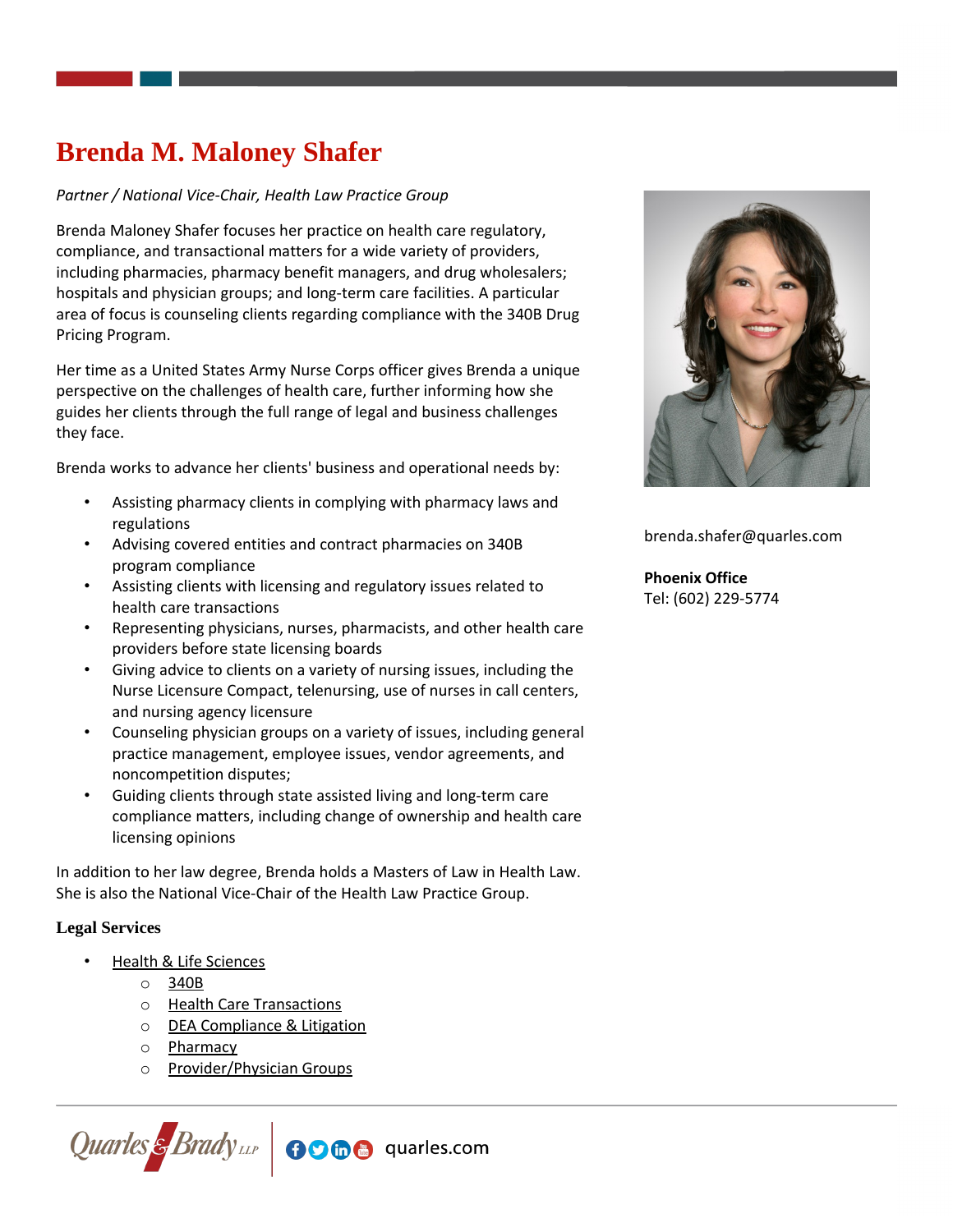# Brenda M. Maloney Shafer

*Partner / National Vice-Chair, Health Law Practice Group*

Brenda Maloney Shafer focuses her practice on health care regulatory, compliance, and transactional matters for a wide variety of providers, including pharmacies, pharmacy benefit managers, and drug wholesalers; hospitals and physician groups; and long-term care facilities. A particular area of focus is counseling clients regarding compliance with the 340B Drug Pricing Program.

Her time as a United States Army Nurse Corps officer gives Brenda a unique perspective on the challenges of health care, further informing how she guides her clients through the full range of legal and business challenges they face.

Brenda works to advance her clients' business and operational needs by:

- Assisting pharmacy clients in complying with pharmacy laws and regulations
- Advising covered entities and contract pharmacies on 340B program compliance
- Assisting clients with licensing and regulatory issues related to health care transactions
- Representing physicians, nurses, pharmacists, and other health care providers before state licensing boards
- Giving advice to clients on a variety of nursing issues, including the Nurse Licensure Compact, telenursing, use of nurses in call centers, and nursing agency licensure
- Counseling physician groups on a variety of issues, including general practice management, employee issues, vendor agreements, and noncompetition disputes;
- Guiding clients through state assisted living and long-term care compliance matters, including change of ownership and health care licensing opinions

In addition to her law degree, Brenda holds a Masters of Law in Health Law. She is also the National Vice-Chair of the Health Law Practice Group.

brenda.shafer@quarles.com

**Phoenix Office**
Tel: (602) 229-5774

### Legal Services

- Health & Life Sciences
  - 340B
  - Health Care Transactions
  - DEA Compliance & Litigation
  - Pharmacy
  - Provider/Physician Groups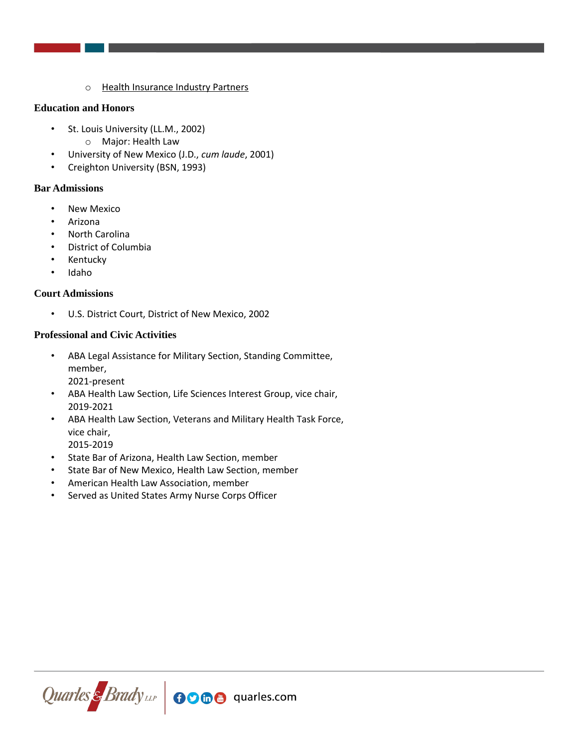- Health Insurance Industry Partners

## Education and Honors

- St. Louis University (LL.M., 2002)
    - Major: Health Law
- University of New Mexico (J.D., *cum laude*, 2001)
- Creighton University (BSN, 1993)

## Bar Admissions

- New Mexico
- Arizona
- North Carolina
- District of Columbia
- Kentucky
- Idaho

## Court Admissions

- U.S. District Court, District of New Mexico, 2002

## Professional and Civic Activities

- ABA Legal Assistance for Military Section, Standing Committee, member, 2021-present
- ABA Health Law Section, Life Sciences Interest Group, vice chair, 2019-2021
- ABA Health Law Section, Veterans and Military Health Task Force, vice chair, 2015-2019
- State Bar of Arizona, Health Law Section, member
- State Bar of New Mexico, Health Law Section, member
- American Health Law Association, member
- Served as United States Army Nurse Corps Officer